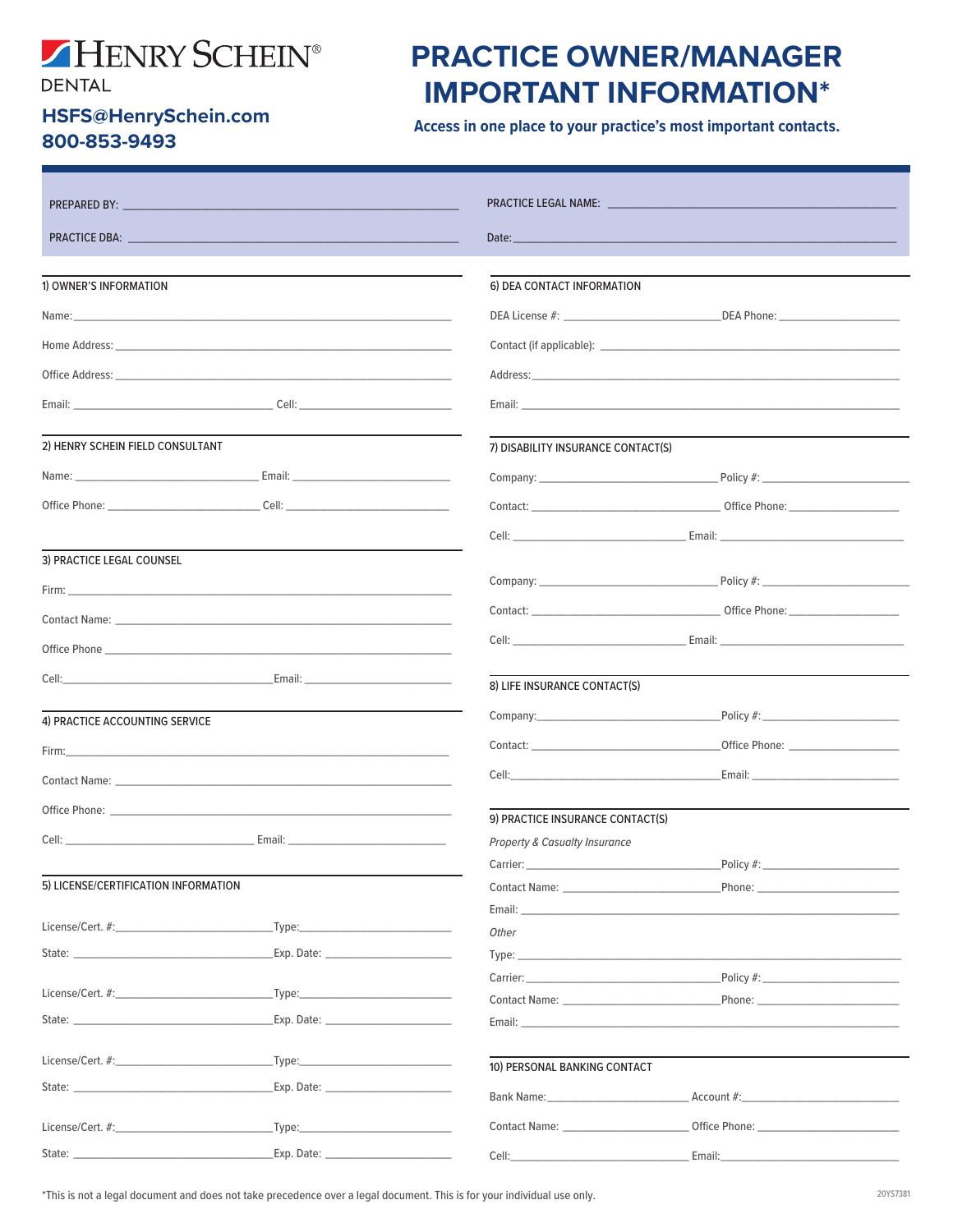HENRY SCHEIN®
DENTAL

**HSFS@HenrySchein.com**
**800-853-9493**

# PRACTICE OWNER/MANAGER IMPORTANT INFORMATION*

**Access in one place to your practice's most important contacts.**

PREPARED BY: ______________________________

PRACTICE LEGAL NAME: ______________________________

PRACTICE DBA: ______________________________

Date: ______________________________

## 1) OWNER'S INFORMATION

Name: ______________________________

Home Address: ______________________________

Office Address: ______________________________

Email: ____________________ Cell: ____________________

## 2) HENRY SCHEIN FIELD CONSULTANT

Name: ____________________ Email: ____________________

Office Phone: ____________________ Cell: ____________________

## 3) PRACTICE LEGAL COUNSEL

Firm: ______________________________

Contact Name: ______________________________

Office Phone ______________________________

Cell: ____________________ Email: ____________________

## 4) PRACTICE ACCOUNTING SERVICE

Firm: ______________________________

Contact Name: ______________________________

Office Phone: ______________________________

Cell: ____________________ Email: ____________________

## 5) LICENSE/CERTIFICATION INFORMATION

License/Cert. #: ____________________ Type: ____________________

State: ____________________ Exp. Date: ____________________

License/Cert. #: ____________________ Type: ____________________

State: ____________________ Exp. Date: ____________________

License/Cert. #: ____________________ Type: ____________________

State: ____________________ Exp. Date: ____________________

License/Cert. #: ____________________ Type: ____________________

State: ____________________ Exp. Date: ____________________

## 6) DEA CONTACT INFORMATION

DEA License #: ____________________ DEA Phone: ____________________

Contact (if applicable): ______________________________

Address: ______________________________

Email: ______________________________

## 7) DISABILITY INSURANCE CONTACT(S)

Company: ____________________ Policy #: ____________________

Contact: ____________________ Office Phone: ____________________

Cell: ____________________ Email: ____________________

Company: ____________________ Policy #: ____________________

Contact: ____________________ Office Phone: ____________________

Cell: ____________________ Email: ____________________

## 8) LIFE INSURANCE CONTACT(S)

Company: ____________________ Policy #: ____________________

Contact: ____________________ Office Phone: ____________________

Cell: ____________________ Email: ____________________

## 9) PRACTICE INSURANCE CONTACT(S)

*Property & Casualty Insurance*

Carrier: ____________________ Policy #: ____________________

Contact Name: ____________________ Phone: ____________________

Email: ______________________________

*Other*

Type: ______________________________

Carrier: ____________________ Policy #: ____________________

Contact Name: ____________________ Phone: ____________________

Email: ______________________________

## 10) PERSONAL BANKING CONTACT

Bank Name: ____________________ Account #: ____________________

Contact Name: ____________________ Office Phone: ____________________

Cell: ____________________ Email: ____________________

*This is not a legal document and does not take precedence over a legal document. This is for your individual use only.

20YS7381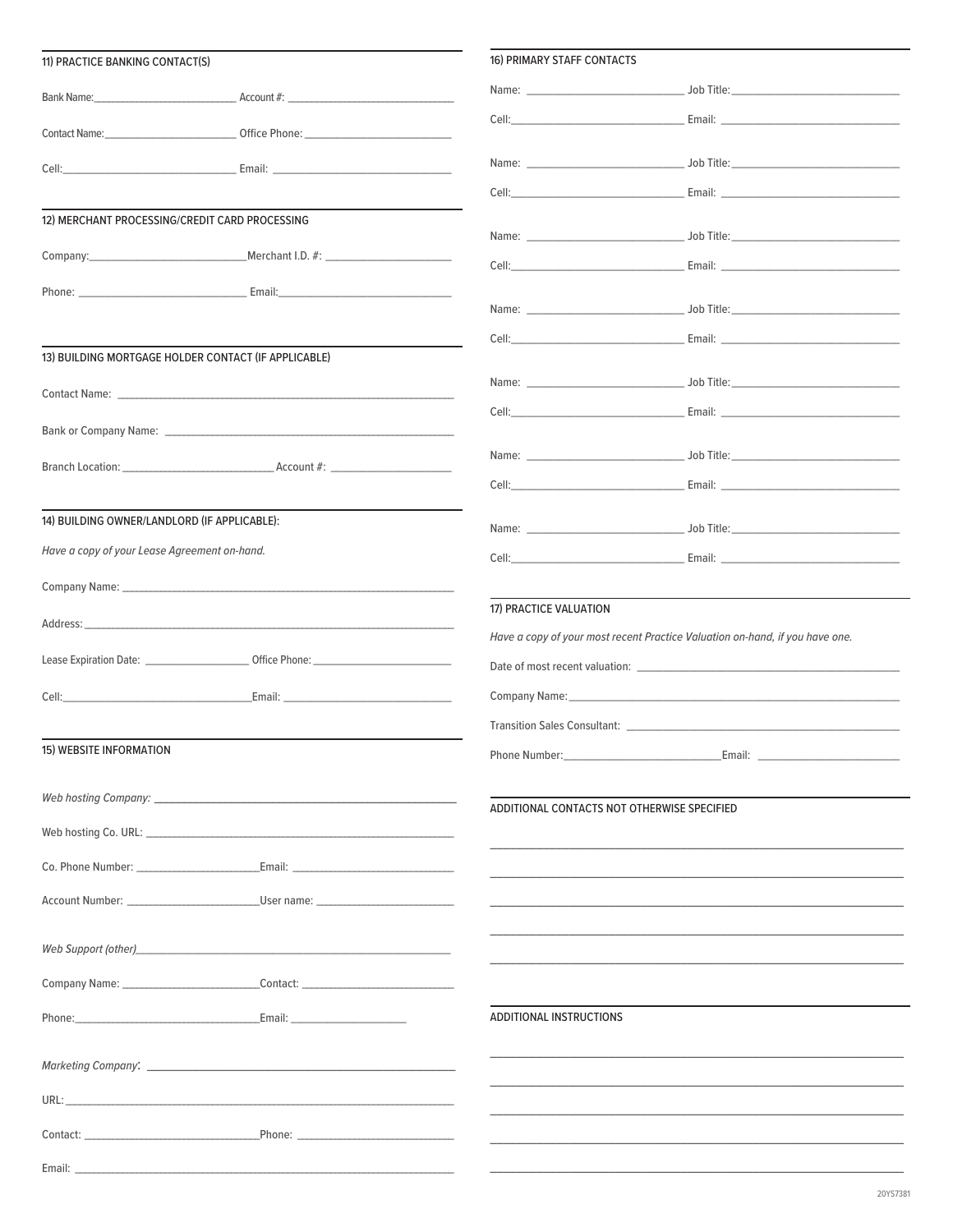## 11) PRACTICE BANKING CONTACT(S)

Bank Name:_______________________ Account #: ___________________________

Contact Name:_____________________ Office Phone: ________________________

Cell:___________________________ Email: ____________________________

## 12) MERCHANT PROCESSING/CREDIT CARD PROCESSING

Company:________________________Merchant I.D. #: ____________________

Phone: __________________________ Email:____________________________

## 13) BUILDING MORTGAGE HOLDER CONTACT (IF APPLICABLE)

Contact Name: ________________________________________________________

Bank or Company Name: _________________________________________________

Branch Location: ________________________ Account #: ___________________

## 14) BUILDING OWNER/LANDLORD (IF APPLICABLE):

*Have a copy of your Lease Agreement on-hand.*

Company Name: _______________________________________________________

Address: ____________________________________________________________

Lease Expiration Date: _________________ Office Phone: _______________________

Cell:______________________________Email: ___________________________

## 15) WEBSITE INFORMATION

*Web hosting Company:* ____________________________________________________

Web hosting Co. URL: ______________________________________________________

Co. Phone Number: ____________________Email: ___________________________

Account Number: _____________________User name: ________________________

*Web Support (other)*______________________________________________________

Company Name: ______________________Contact: ___________________________

Phone:______________________________Email: ___________________

*Marketing Company*: ______________________________________________________

URL: ______________________________________________________________________

Contact: ____________________________Phone: ___________________________

Email: _____________________________________________________________________

## 16) PRIMARY STAFF CONTACTS

Name: __________________________ Job Title:___________________________

Cell:____________________________ Email: _____________________________

Name: __________________________ Job Title:___________________________

Cell:____________________________ Email: _____________________________

Name: __________________________ Job Title:___________________________

Cell:____________________________ Email: _____________________________

Name: __________________________ Job Title:___________________________

Cell:____________________________ Email: _____________________________

Name: __________________________ Job Title:___________________________

Cell:____________________________ Email: _____________________________

Name: __________________________ Job Title:___________________________

Cell:____________________________ Email: _____________________________

Name: __________________________ Job Title:___________________________

Cell:____________________________ Email: _____________________________

## 17) PRACTICE VALUATION

*Have a copy of your most recent Practice Valuation on-hand, if you have one.*

Date of most recent valuation: _____________________________________________

Company Name: _________________________________________________________

Transition Sales Consultant: ______________________________________________

Phone Number:__________________________Email: ________________________

## ADDITIONAL CONTACTS NOT OTHERWISE SPECIFIED

_________________________________________________________________________

_________________________________________________________________________

_________________________________________________________________________

_________________________________________________________________________

_________________________________________________________________________

## ADDITIONAL INSTRUCTIONS

_________________________________________________________________________

_________________________________________________________________________

_________________________________________________________________________

_________________________________________________________________________

_________________________________________________________________________

20YS7381